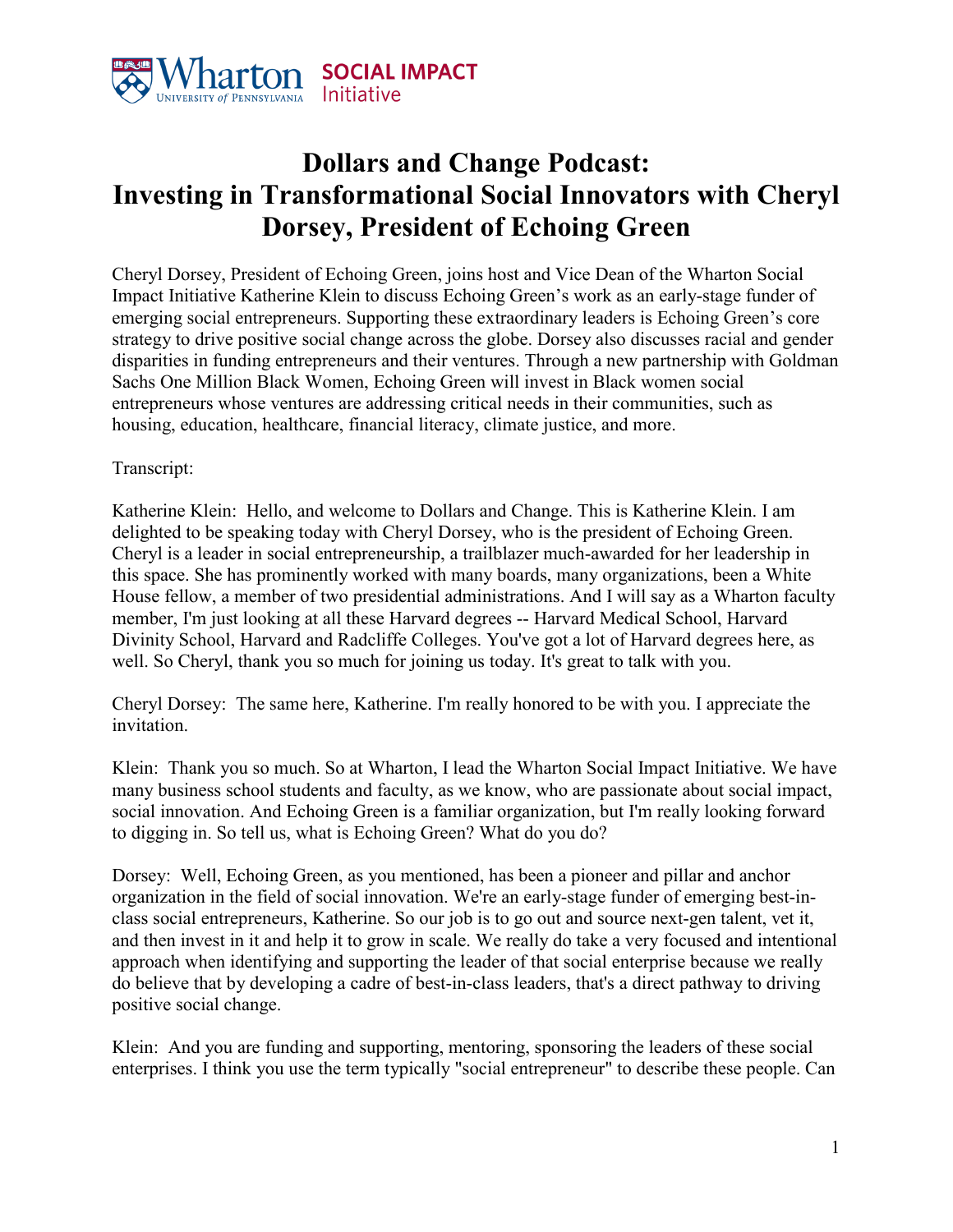# Dollars and Change Podcast: Investing in Transformational Social Innovators with Cheryl Dorsey, President of Echoing Green

Cheryl Dorsey, President of Echoing Green, joins host and Vice Dean of the Wharton Social Impact Initiative Katherine Klein to discuss Echoing Green's work as an early-stage funder of emerging social entrepreneurs. Supporting these extraordinary leaders is Echoing Green's core strategy to drive positive social change across the globe. Dorsey also discusses racial and gender disparities in funding entrepreneurs and their ventures. Through a new partnership with Goldman Sachs One Million Black Women, Echoing Green will invest in Black women social entrepreneurs whose ventures are addressing critical needs in their communities, such as housing, education, healthcare, financial literacy, climate justice, and more.

Transcript:

Katherine Klein: Hello, and welcome to Dollars and Change. This is Katherine Klein. I am delighted to be speaking today with Cheryl Dorsey, who is the president of Echoing Green. Cheryl is a leader in social entrepreneurship, a trailblazer much-awarded for her leadership in this space. She has prominently worked with many boards, many organizations, been a White House fellow, a member of two presidential administrations. And I will say as a Wharton faculty member, I'm just looking at all these Harvard degrees -- Harvard Medical School, Harvard Divinity School, Harvard and Radcliffe Colleges. You've got a lot of Harvard degrees here, as well. So Cheryl, thank you so much for joining us today. It's great to talk with you.

Cheryl Dorsey: The same here, Katherine. I'm really honored to be with you. I appreciate the invitation.

Klein: Thank you so much. So at Wharton, I lead the Wharton Social Impact Initiative. We have many business school students and faculty, as we know, who are passionate about social impact, social innovation. And Echoing Green is a familiar organization, but I'm really looking forward to digging in. So tell us, what is Echoing Green? What do you do?

Dorsey: Well, Echoing Green, as you mentioned, has been a pioneer and pillar and anchor organization in the field of social innovation. We're an early-stage funder of emerging best-in-class social entrepreneurs, Katherine. So our job is to go out and source next-gen talent, vet it, and then invest in it and help it to grow in scale. We really do take a very focused and intentional approach when identifying and supporting the leader of that social enterprise because we really do believe that by developing a cadre of best-in-class leaders, that's a direct pathway to driving positive social change.

Klein: And you are funding and supporting, mentoring, sponsoring the leaders of these social enterprises. I think you use the term typically "social entrepreneur" to describe these people. Can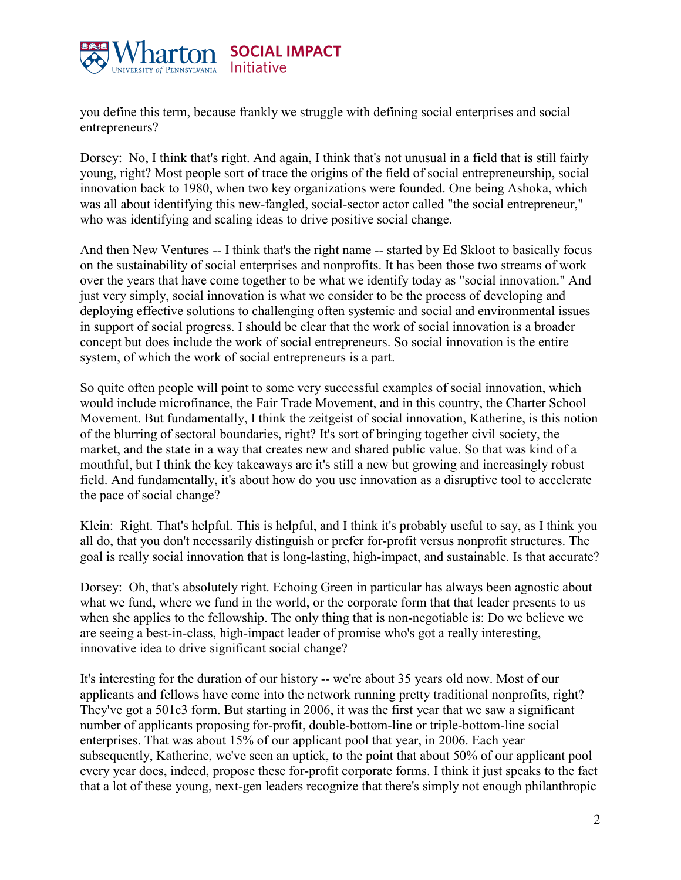you define this term, because frankly we struggle with defining social enterprises and social entrepreneurs?

Dorsey: No, I think that's right. And again, I think that's not unusual in a field that is still fairly young, right? Most people sort of trace the origins of the field of social entrepreneurship, social innovation back to 1980, when two key organizations were founded. One being Ashoka, which was all about identifying this new-fangled, social-sector actor called "the social entrepreneur," who was identifying and scaling ideas to drive positive social change.

And then New Ventures -- I think that's the right name -- started by Ed Skloot to basically focus on the sustainability of social enterprises and nonprofits. It has been those two streams of work over the years that have come together to be what we identify today as "social innovation." And just very simply, social innovation is what we consider to be the process of developing and deploying effective solutions to challenging often systemic and social and environmental issues in support of social progress. I should be clear that the work of social innovation is a broader concept but does include the work of social entrepreneurs. So social innovation is the entire system, of which the work of social entrepreneurs is a part.

So quite often people will point to some very successful examples of social innovation, which would include microfinance, the Fair Trade Movement, and in this country, the Charter School Movement. But fundamentally, I think the zeitgeist of social innovation, Katherine, is this notion of the blurring of sectoral boundaries, right? It's sort of bringing together civil society, the market, and the state in a way that creates new and shared public value. So that was kind of a mouthful, but I think the key takeaways are it's still a new but growing and increasingly robust field. And fundamentally, it's about how do you use innovation as a disruptive tool to accelerate the pace of social change?

Klein: Right. That's helpful. This is helpful, and I think it's probably useful to say, as I think you all do, that you don't necessarily distinguish or prefer for-profit versus nonprofit structures. The goal is really social innovation that is long-lasting, high-impact, and sustainable. Is that accurate?

Dorsey: Oh, that's absolutely right. Echoing Green in particular has always been agnostic about what we fund, where we fund in the world, or the corporate form that that leader presents to us when she applies to the fellowship. The only thing that is non-negotiable is: Do we believe we are seeing a best-in-class, high-impact leader of promise who's got a really interesting, innovative idea to drive significant social change?

It's interesting for the duration of our history -- we're about 35 years old now. Most of our applicants and fellows have come into the network running pretty traditional nonprofits, right? They've got a 501c3 form. But starting in 2006, it was the first year that we saw a significant number of applicants proposing for-profit, double-bottom-line or triple-bottom-line social enterprises. That was about 15% of our applicant pool that year, in 2006. Each year subsequently, Katherine, we've seen an uptick, to the point that about 50% of our applicant pool every year does, indeed, propose these for-profit corporate forms. I think it just speaks to the fact that a lot of these young, next-gen leaders recognize that there's simply not enough philanthropic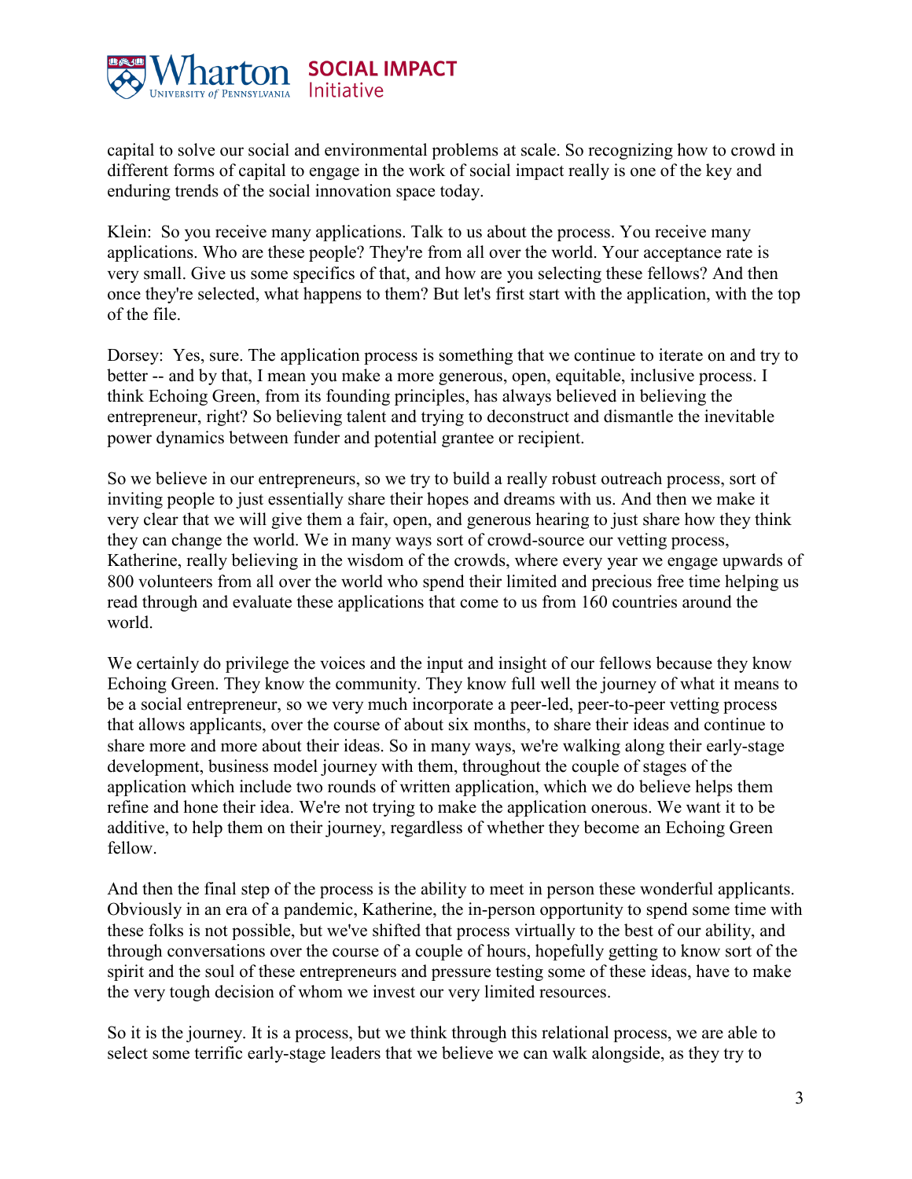capital to solve our social and environmental problems at scale. So recognizing how to crowd in different forms of capital to engage in the work of social impact really is one of the key and enduring trends of the social innovation space today.

Klein: So you receive many applications. Talk to us about the process. You receive many applications. Who are these people? They're from all over the world. Your acceptance rate is very small. Give us some specifics of that, and how are you selecting these fellows? And then once they're selected, what happens to them? But let's first start with the application, with the top of the file.

Dorsey: Yes, sure. The application process is something that we continue to iterate on and try to better -- and by that, I mean you make a more generous, open, equitable, inclusive process. I think Echoing Green, from its founding principles, has always believed in believing the entrepreneur, right? So believing talent and trying to deconstruct and dismantle the inevitable power dynamics between funder and potential grantee or recipient.

So we believe in our entrepreneurs, so we try to build a really robust outreach process, sort of inviting people to just essentially share their hopes and dreams with us. And then we make it very clear that we will give them a fair, open, and generous hearing to just share how they think they can change the world. We in many ways sort of crowd-source our vetting process, Katherine, really believing in the wisdom of the crowds, where every year we engage upwards of 800 volunteers from all over the world who spend their limited and precious free time helping us read through and evaluate these applications that come to us from 160 countries around the world.

We certainly do privilege the voices and the input and insight of our fellows because they know Echoing Green. They know the community. They know full well the journey of what it means to be a social entrepreneur, so we very much incorporate a peer-led, peer-to-peer vetting process that allows applicants, over the course of about six months, to share their ideas and continue to share more and more about their ideas. So in many ways, we're walking along their early-stage development, business model journey with them, throughout the couple of stages of the application which include two rounds of written application, which we do believe helps them refine and hone their idea. We're not trying to make the application onerous. We want it to be additive, to help them on their journey, regardless of whether they become an Echoing Green fellow.

And then the final step of the process is the ability to meet in person these wonderful applicants. Obviously in an era of a pandemic, Katherine, the in-person opportunity to spend some time with these folks is not possible, but we've shifted that process virtually to the best of our ability, and through conversations over the course of a couple of hours, hopefully getting to know sort of the spirit and the soul of these entrepreneurs and pressure testing some of these ideas, have to make the very tough decision of whom we invest our very limited resources.

So it is the journey. It is a process, but we think through this relational process, we are able to select some terrific early-stage leaders that we believe we can walk alongside, as they try to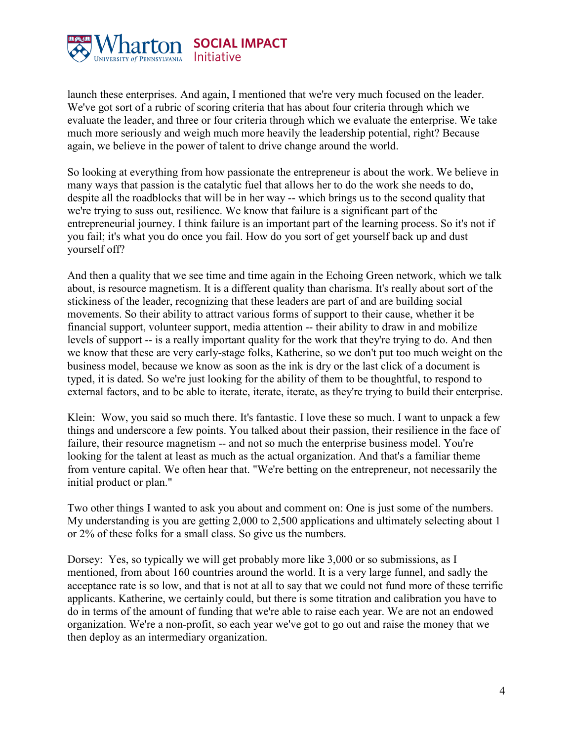launch these enterprises. And again, I mentioned that we're very much focused on the leader. We've got sort of a rubric of scoring criteria that has about four criteria through which we evaluate the leader, and three or four criteria through which we evaluate the enterprise. We take much more seriously and weigh much more heavily the leadership potential, right? Because again, we believe in the power of talent to drive change around the world.

So looking at everything from how passionate the entrepreneur is about the work. We believe in many ways that passion is the catalytic fuel that allows her to do the work she needs to do, despite all the roadblocks that will be in her way -- which brings us to the second quality that we're trying to suss out, resilience. We know that failure is a significant part of the entrepreneurial journey. I think failure is an important part of the learning process. So it's not if you fail; it's what you do once you fail. How do you sort of get yourself back up and dust yourself off?

And then a quality that we see time and time again in the Echoing Green network, which we talk about, is resource magnetism. It is a different quality than charisma. It's really about sort of the stickiness of the leader, recognizing that these leaders are part of and are building social movements. So their ability to attract various forms of support to their cause, whether it be financial support, volunteer support, media attention -- their ability to draw in and mobilize levels of support -- is a really important quality for the work that they're trying to do. And then we know that these are very early-stage folks, Katherine, so we don't put too much weight on the business model, because we know as soon as the ink is dry or the last click of a document is typed, it is dated. So we're just looking for the ability of them to be thoughtful, to respond to external factors, and to be able to iterate, iterate, iterate, as they're trying to build their enterprise.

Klein: Wow, you said so much there. It's fantastic. I love these so much. I want to unpack a few things and underscore a few points. You talked about their passion, their resilience in the face of failure, their resource magnetism -- and not so much the enterprise business model. You're looking for the talent at least as much as the actual organization. And that's a familiar theme from venture capital. We often hear that. "We're betting on the entrepreneur, not necessarily the initial product or plan."

Two other things I wanted to ask you about and comment on: One is just some of the numbers. My understanding is you are getting 2,000 to 2,500 applications and ultimately selecting about 1 or 2% of these folks for a small class. So give us the numbers.

Dorsey: Yes, so typically we will get probably more like 3,000 or so submissions, as I mentioned, from about 160 countries around the world. It is a very large funnel, and sadly the acceptance rate is so low, and that is not at all to say that we could not fund more of these terrific applicants. Katherine, we certainly could, but there is some titration and calibration you have to do in terms of the amount of funding that we're able to raise each year. We are not an endowed organization. We're a non-profit, so each year we've got to go out and raise the money that we then deploy as an intermediary organization.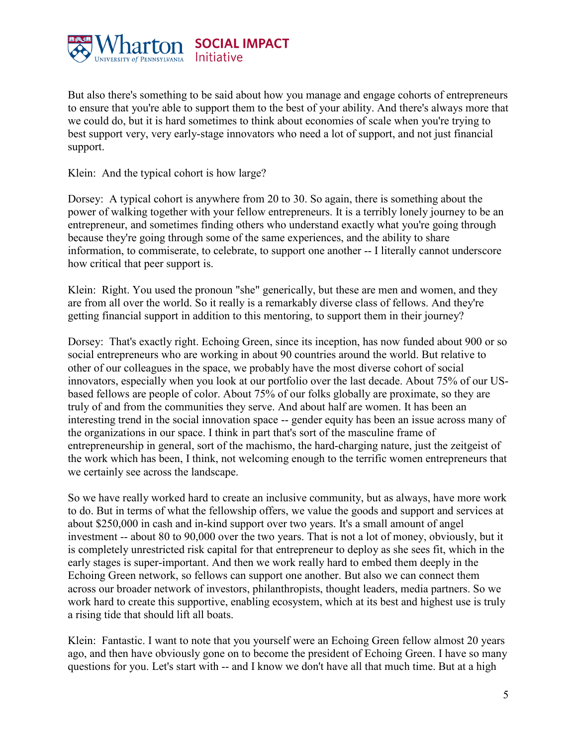But also there's something to be said about how you manage and engage cohorts of entrepreneurs to ensure that you're able to support them to the best of your ability. And there's always more that we could do, but it is hard sometimes to think about economies of scale when you're trying to best support very, very early-stage innovators who need a lot of support, and not just financial support.

Klein: And the typical cohort is how large?

Dorsey: A typical cohort is anywhere from 20 to 30. So again, there is something about the power of walking together with your fellow entrepreneurs. It is a terribly lonely journey to be an entrepreneur, and sometimes finding others who understand exactly what you're going through because they're going through some of the same experiences, and the ability to share information, to commiserate, to celebrate, to support one another -- I literally cannot underscore how critical that peer support is.

Klein: Right. You used the pronoun "she" generically, but these are men and women, and they are from all over the world. So it really is a remarkably diverse class of fellows. And they're getting financial support in addition to this mentoring, to support them in their journey?

Dorsey: That's exactly right. Echoing Green, since its inception, has now funded about 900 or so social entrepreneurs who are working in about 90 countries around the world. But relative to other of our colleagues in the space, we probably have the most diverse cohort of social innovators, especially when you look at our portfolio over the last decade. About 75% of our US-based fellows are people of color. About 75% of our folks globally are proximate, so they are truly of and from the communities they serve. And about half are women. It has been an interesting trend in the social innovation space -- gender equity has been an issue across many of the organizations in our space. I think in part that's sort of the masculine frame of entrepreneurship in general, sort of the machismo, the hard-charging nature, just the zeitgeist of the work which has been, I think, not welcoming enough to the terrific women entrepreneurs that we certainly see across the landscape.

So we have really worked hard to create an inclusive community, but as always, have more work to do. But in terms of what the fellowship offers, we value the goods and support and services at about $250,000 in cash and in-kind support over two years. It's a small amount of angel investment -- about 80 to 90,000 over the two years. That is not a lot of money, obviously, but it is completely unrestricted risk capital for that entrepreneur to deploy as she sees fit, which in the early stages is super-important. And then we work really hard to embed them deeply in the Echoing Green network, so fellows can support one another. But also we can connect them across our broader network of investors, philanthropists, thought leaders, media partners. So we work hard to create this supportive, enabling ecosystem, which at its best and highest use is truly a rising tide that should lift all boats.

Klein: Fantastic. I want to note that you yourself were an Echoing Green fellow almost 20 years ago, and then have obviously gone on to become the president of Echoing Green. I have so many questions for you. Let's start with -- and I know we don't have all that much time. But at a high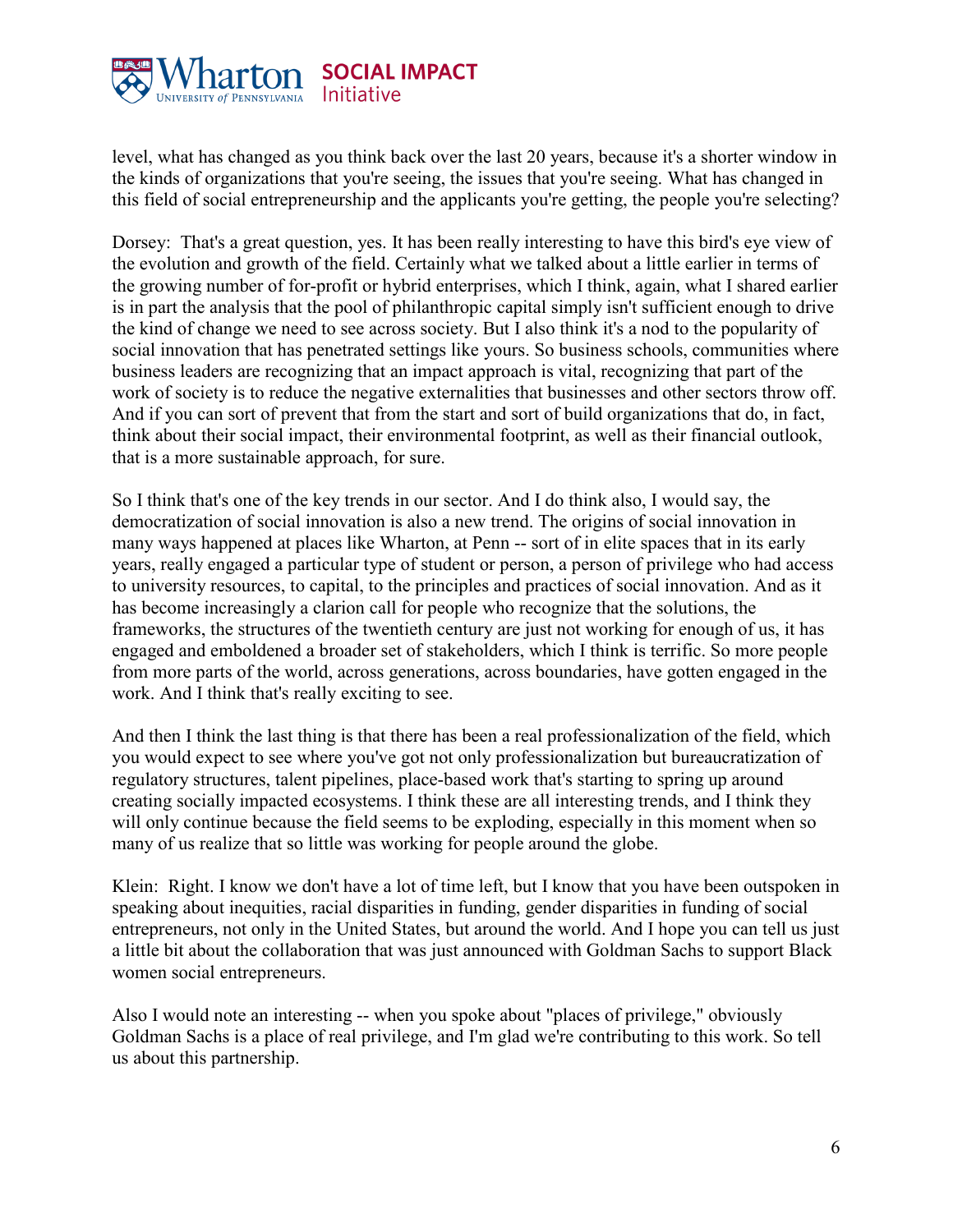level, what has changed as you think back over the last 20 years, because it's a shorter window in the kinds of organizations that you're seeing, the issues that you're seeing. What has changed in this field of social entrepreneurship and the applicants you're getting, the people you're selecting?

Dorsey: That's a great question, yes. It has been really interesting to have this bird's eye view of the evolution and growth of the field. Certainly what we talked about a little earlier in terms of the growing number of for-profit or hybrid enterprises, which I think, again, what I shared earlier is in part the analysis that the pool of philanthropic capital simply isn't sufficient enough to drive the kind of change we need to see across society. But I also think it's a nod to the popularity of social innovation that has penetrated settings like yours. So business schools, communities where business leaders are recognizing that an impact approach is vital, recognizing that part of the work of society is to reduce the negative externalities that businesses and other sectors throw off. And if you can sort of prevent that from the start and sort of build organizations that do, in fact, think about their social impact, their environmental footprint, as well as their financial outlook, that is a more sustainable approach, for sure.

So I think that's one of the key trends in our sector. And I do think also, I would say, the democratization of social innovation is also a new trend. The origins of social innovation in many ways happened at places like Wharton, at Penn -- sort of in elite spaces that in its early years, really engaged a particular type of student or person, a person of privilege who had access to university resources, to capital, to the principles and practices of social innovation. And as it has become increasingly a clarion call for people who recognize that the solutions, the frameworks, the structures of the twentieth century are just not working for enough of us, it has engaged and emboldened a broader set of stakeholders, which I think is terrific. So more people from more parts of the world, across generations, across boundaries, have gotten engaged in the work. And I think that's really exciting to see.

And then I think the last thing is that there has been a real professionalization of the field, which you would expect to see where you've got not only professionalization but bureaucratization of regulatory structures, talent pipelines, place-based work that's starting to spring up around creating socially impacted ecosystems. I think these are all interesting trends, and I think they will only continue because the field seems to be exploding, especially in this moment when so many of us realize that so little was working for people around the globe.

Klein: Right. I know we don't have a lot of time left, but I know that you have been outspoken in speaking about inequities, racial disparities in funding, gender disparities in funding of social entrepreneurs, not only in the United States, but around the world. And I hope you can tell us just a little bit about the collaboration that was just announced with Goldman Sachs to support Black women social entrepreneurs.

Also I would note an interesting -- when you spoke about "places of privilege," obviously Goldman Sachs is a place of real privilege, and I'm glad we're contributing to this work. So tell us about this partnership.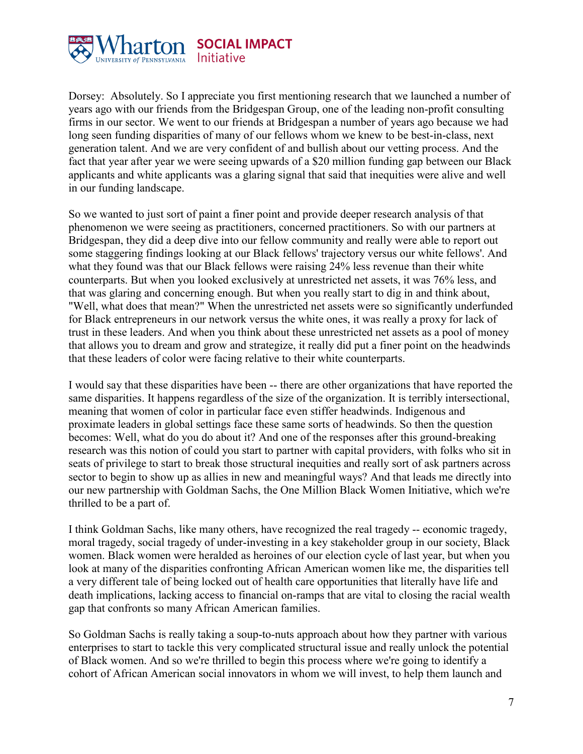Dorsey: Absolutely. So I appreciate you first mentioning research that we launched a number of years ago with our friends from the Bridgespan Group, one of the leading non-profit consulting firms in our sector. We went to our friends at Bridgespan a number of years ago because we had long seen funding disparities of many of our fellows whom we knew to be best-in-class, next generation talent. And we are very confident of and bullish about our vetting process. And the fact that year after year we were seeing upwards of a $20 million funding gap between our Black applicants and white applicants was a glaring signal that said that inequities were alive and well in our funding landscape.

So we wanted to just sort of paint a finer point and provide deeper research analysis of that phenomenon we were seeing as practitioners, concerned practitioners. So with our partners at Bridgespan, they did a deep dive into our fellow community and really were able to report out some staggering findings looking at our Black fellows' trajectory versus our white fellows'. And what they found was that our Black fellows were raising 24% less revenue than their white counterparts. But when you looked exclusively at unrestricted net assets, it was 76% less, and that was glaring and concerning enough. But when you really start to dig in and think about, "Well, what does that mean?" When the unrestricted net assets were so significantly underfunded for Black entrepreneurs in our network versus the white ones, it was really a proxy for lack of trust in these leaders. And when you think about these unrestricted net assets as a pool of money that allows you to dream and grow and strategize, it really did put a finer point on the headwinds that these leaders of color were facing relative to their white counterparts.

I would say that these disparities have been -- there are other organizations that have reported the same disparities. It happens regardless of the size of the organization. It is terribly intersectional, meaning that women of color in particular face even stiffer headwinds. Indigenous and proximate leaders in global settings face these same sorts of headwinds. So then the question becomes: Well, what do you do about it? And one of the responses after this ground-breaking research was this notion of could you start to partner with capital providers, with folks who sit in seats of privilege to start to break those structural inequities and really sort of ask partners across sector to begin to show up as allies in new and meaningful ways? And that leads me directly into our new partnership with Goldman Sachs, the One Million Black Women Initiative, which we're thrilled to be a part of.

I think Goldman Sachs, like many others, have recognized the real tragedy -- economic tragedy, moral tragedy, social tragedy of under-investing in a key stakeholder group in our society, Black women. Black women were heralded as heroines of our election cycle of last year, but when you look at many of the disparities confronting African American women like me, the disparities tell a very different tale of being locked out of health care opportunities that literally have life and death implications, lacking access to financial on-ramps that are vital to closing the racial wealth gap that confronts so many African American families.

So Goldman Sachs is really taking a soup-to-nuts approach about how they partner with various enterprises to start to tackle this very complicated structural issue and really unlock the potential of Black women. And so we're thrilled to begin this process where we're going to identify a cohort of African American social innovators in whom we will invest, to help them launch and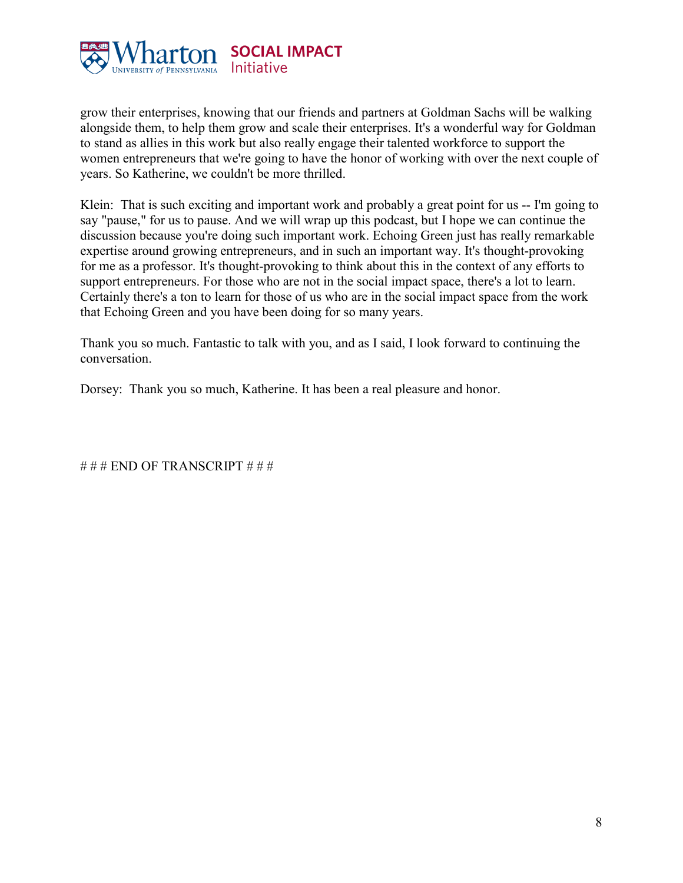grow their enterprises, knowing that our friends and partners at Goldman Sachs will be walking alongside them, to help them grow and scale their enterprises. It's a wonderful way for Goldman to stand as allies in this work but also really engage their talented workforce to support the women entrepreneurs that we're going to have the honor of working with over the next couple of years. So Katherine, we couldn't be more thrilled.

Klein: That is such exciting and important work and probably a great point for us -- I'm going to say "pause," for us to pause. And we will wrap up this podcast, but I hope we can continue the discussion because you're doing such important work. Echoing Green just has really remarkable expertise around growing entrepreneurs, and in such an important way. It's thought-provoking for me as a professor. It's thought-provoking to think about this in the context of any efforts to support entrepreneurs. For those who are not in the social impact space, there's a lot to learn. Certainly there's a ton to learn for those of us who are in the social impact space from the work that Echoing Green and you have been doing for so many years.

Thank you so much. Fantastic to talk with you, and as I said, I look forward to continuing the conversation.

Dorsey: Thank you so much, Katherine. It has been a real pleasure and honor.

# # # END OF TRANSCRIPT # # #